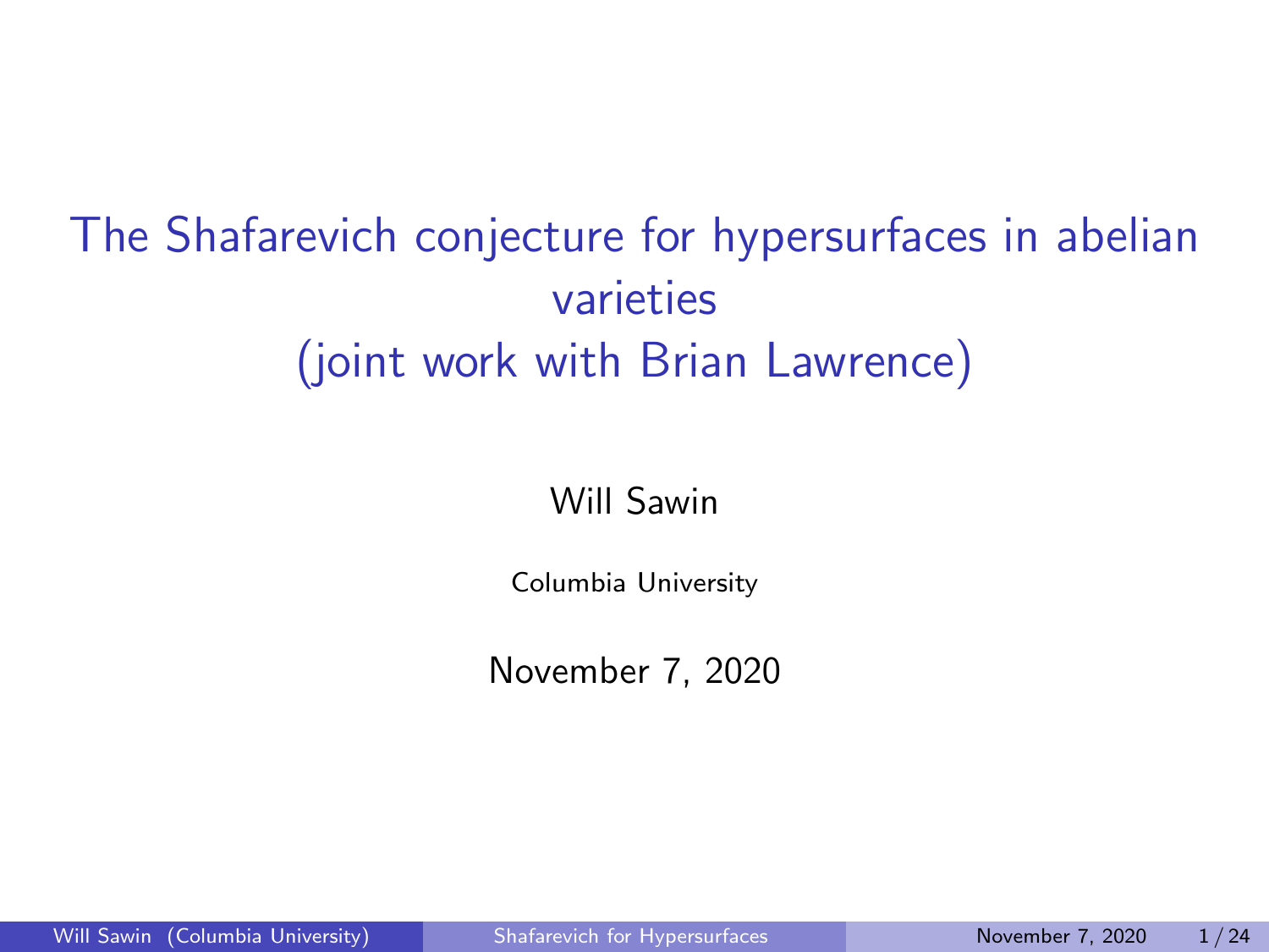# The Shafarevich conjecture for hypersurfaces in abelian varieties (joint work with Brian Lawrence)

Will Sawin

Columbia University

November 7, 2020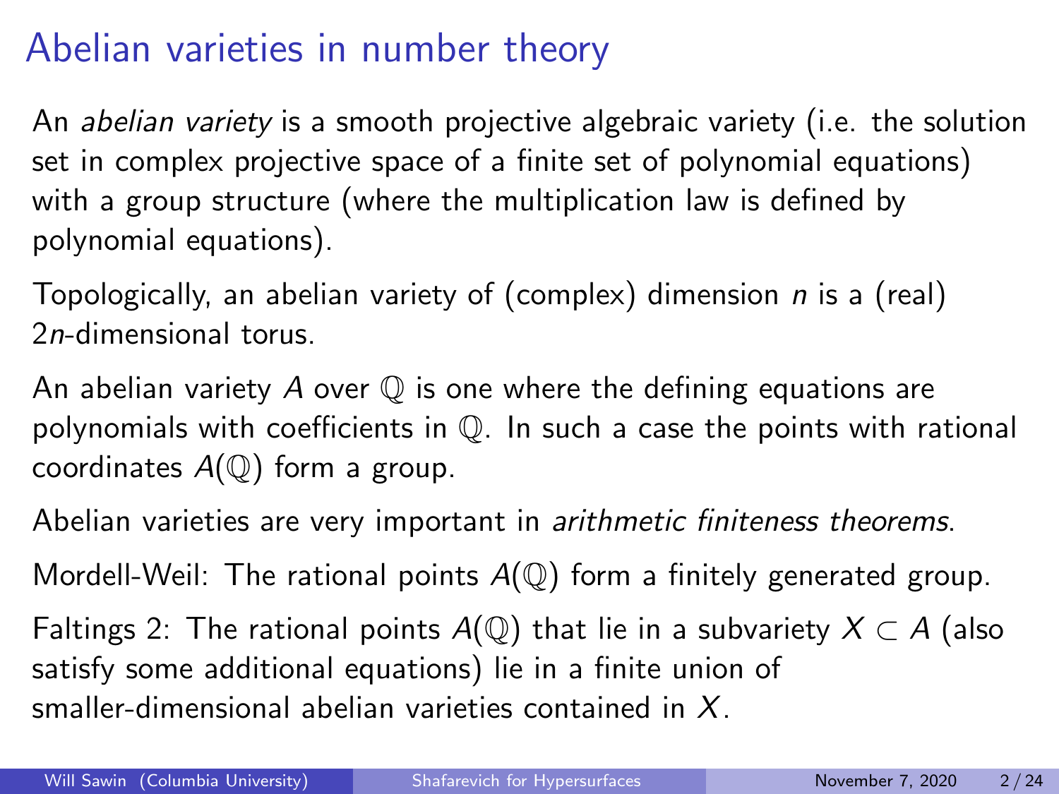# Abelian varieties in number theory

An *abelian variety* is a smooth projective algebraic variety (i.e. the solution set in complex projective space of a finite set of polynomial equations) with a group structure (where the multiplication law is defined by polynomial equations).

Topologically, an abelian variety of (complex) dimension $n$ is a (real) $2n$-dimensional torus.

An abelian variety $A$ over $\mathbb{Q}$ is one where the defining equations are polynomials with coefficients in $\mathbb{Q}$. In such a case the points with rational coordinates $A(\mathbb{Q})$ form a group.

Abelian varieties are very important in *arithmetic finiteness theorems*.

Mordell-Weil: The rational points $A(\mathbb{Q})$ form a finitely generated group.

Faltings 2: The rational points $A(\mathbb{Q})$ that lie in a subvariety $X \subset A$ (also satisfy some additional equations) lie in a finite union of smaller-dimensional abelian varieties contained in $X$.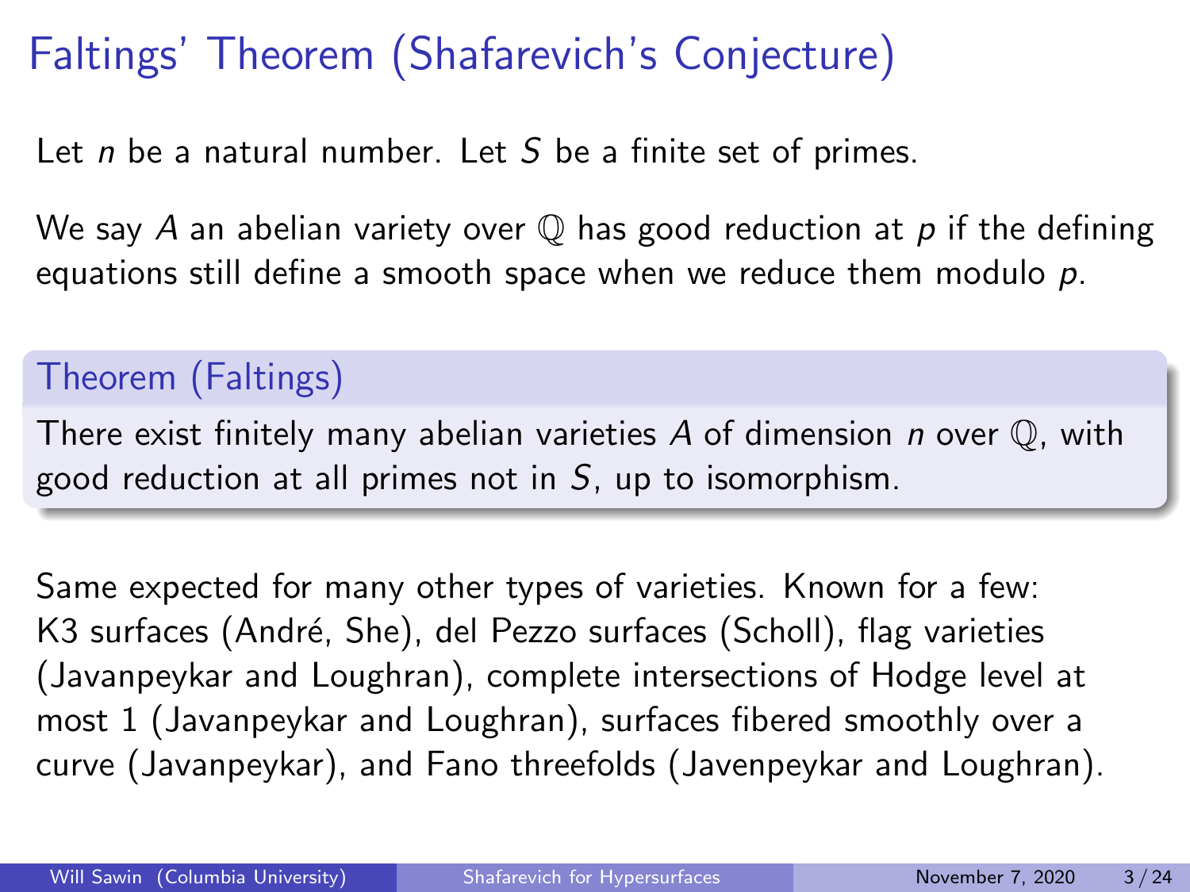# Faltings' Theorem (Shafarevich's Conjecture)

Let $n$ be a natural number. Let $S$ be a finite set of primes.

We say $A$ an abelian variety over $\mathbb{Q}$ has good reduction at $p$ if the defining equations still define a smooth space when we reduce them modulo $p$.

**Theorem (Faltings)**

There exist finitely many abelian varieties $A$ of dimension $n$ over $\mathbb{Q}$, with good reduction at all primes not in $S$, up to isomorphism.

Same expected for many other types of varieties. Known for a few: K3 surfaces (André, She), del Pezzo surfaces (Scholl), flag varieties (Javanpeykar and Loughran), complete intersections of Hodge level at most 1 (Javanpeykar and Loughran), surfaces fibered smoothly over a curve (Javanpeykar), and Fano threefolds (Javenpeykar and Loughran).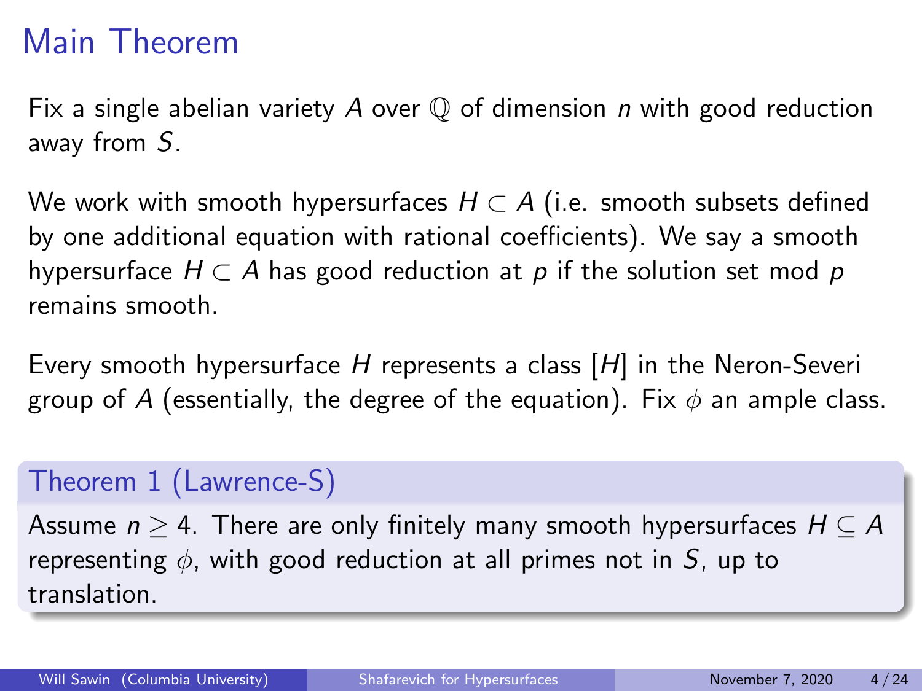# Main Theorem

Fix a single abelian variety $A$ over $\mathbb{Q}$ of dimension $n$ with good reduction away from $S$.

We work with smooth hypersurfaces $H \subset A$ (i.e. smooth subsets defined by one additional equation with rational coefficients). We say a smooth hypersurface $H \subset A$ has good reduction at $p$ if the solution set mod $p$ remains smooth.

Every smooth hypersurface $H$ represents a class $[H]$ in the Neron-Severi group of $A$ (essentially, the degree of the equation). Fix $\phi$ an ample class.

**Theorem 1 (Lawrence-S)**

Assume $n \geq 4$. There are only finitely many smooth hypersurfaces $H \subseteq A$ representing $\phi$, with good reduction at all primes not in $S$, up to translation.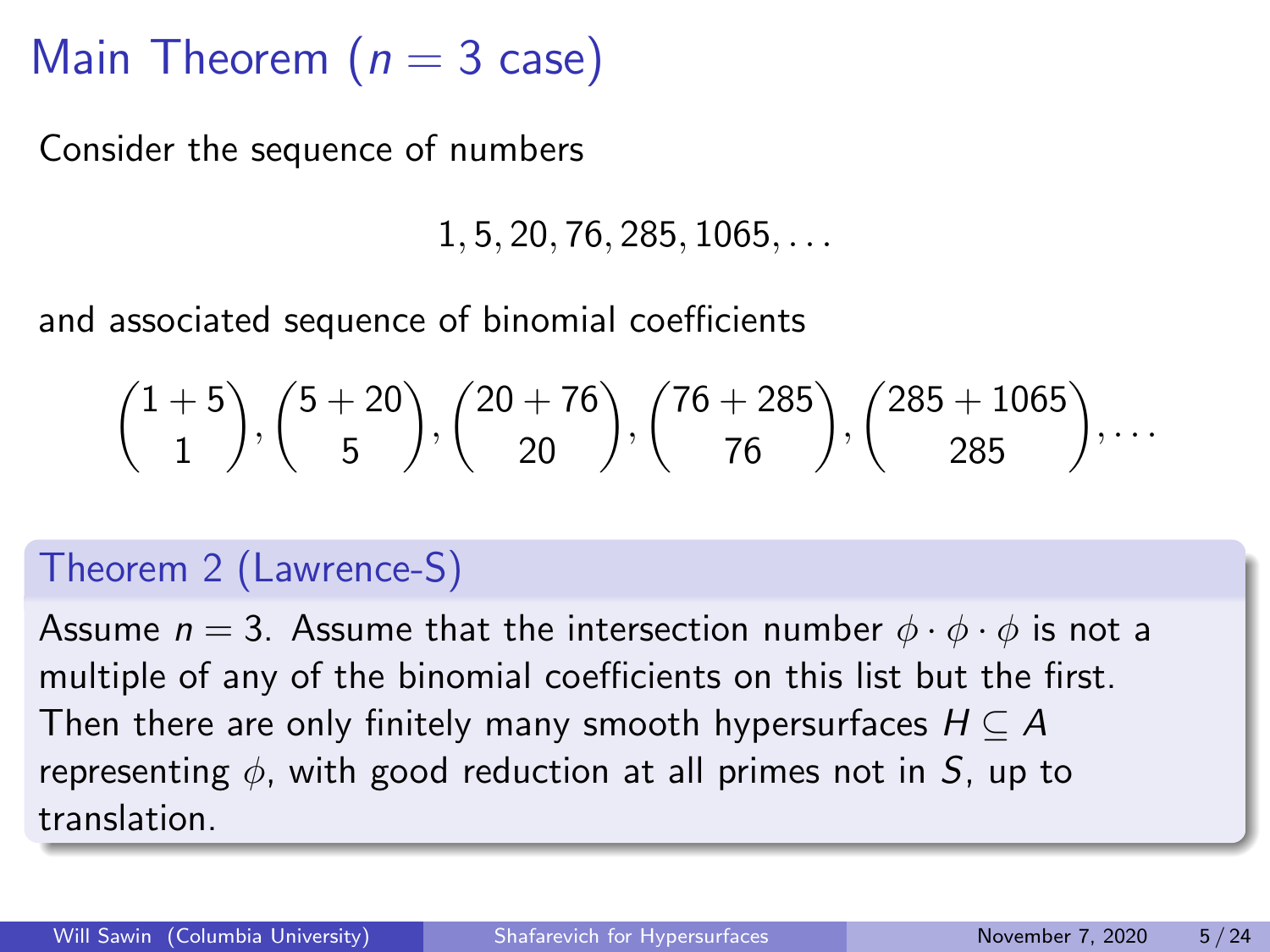# Main Theorem ($n = 3$ case)

Consider the sequence of numbers

$$1, 5, 20, 76, 285, 1065, \ldots$$

and associated sequence of binomial coefficients

$$\binom{1+5}{1}, \binom{5+20}{5}, \binom{20+76}{20}, \binom{76+285}{76}, \binom{285+1065}{285}, \ldots$$

**Theorem 2 (Lawrence-S)**

Assume $n = 3$. Assume that the intersection number $\phi \cdot \phi \cdot \phi$ is not a multiple of any of the binomial coefficients on this list but the first. Then there are only finitely many smooth hypersurfaces $H \subseteq A$ representing $\phi$, with good reduction at all primes not in $S$, up to translation.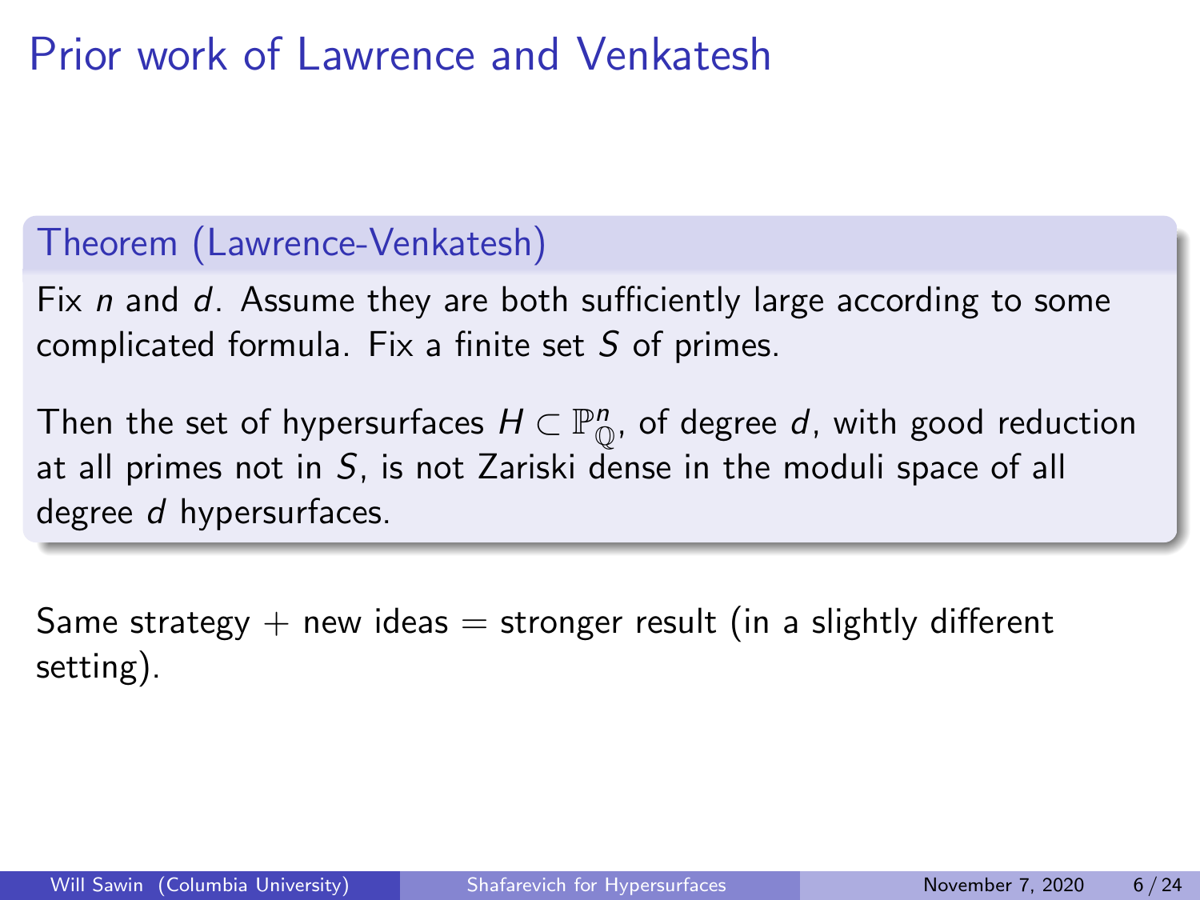# Prior work of Lawrence and Venkatesh

**Theorem (Lawrence-Venkatesh)**

Fix $n$ and $d$. Assume they are both sufficiently large according to some complicated formula. Fix a finite set $S$ of primes.

Then the set of hypersurfaces $H \subset \mathbb{P}^n_{\mathbb{Q}}$, of degree $d$, with good reduction at all primes not in $S$, is not Zariski dense in the moduli space of all degree $d$ hypersurfaces.

Same strategy + new ideas = stronger result (in a slightly different setting).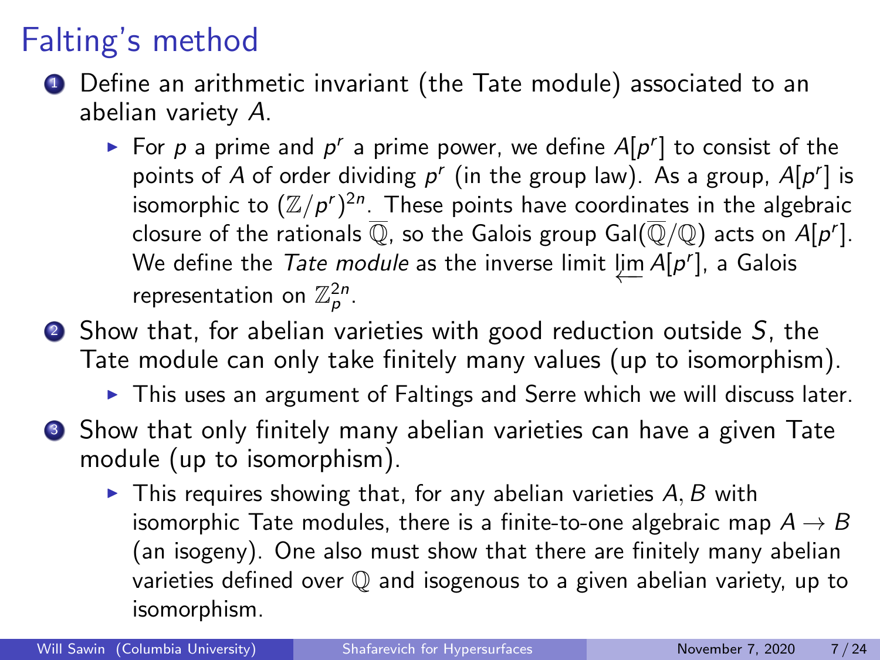# Falting's method

1. Define an arithmetic invariant (the Tate module) associated to an abelian variety $A$.
   - For $p$ a prime and $p^r$ a prime power, we define $A[p^r]$ to consist of the points of $A$ of order dividing $p^r$ (in the group law). As a group, $A[p^r]$ is isomorphic to $(\mathbb{Z}/p^r)^{2n}$. These points have coordinates in the algebraic closure of the rationals $\overline{\mathbb{Q}}$, so the Galois group $\mathrm{Gal}(\overline{\mathbb{Q}}/\mathbb{Q})$ acts on $A[p^r]$. We define the *Tate module* as the inverse limit $\varprojlim A[p^r]$, a Galois representation on $\mathbb{Z}_p^{2n}$.
2. Show that, for abelian varieties with good reduction outside $S$, the Tate module can only take finitely many values (up to isomorphism).
   - This uses an argument of Faltings and Serre which we will discuss later.
3. Show that only finitely many abelian varieties can have a given Tate module (up to isomorphism).
   - This requires showing that, for any abelian varieties $A, B$ with isomorphic Tate modules, there is a finite-to-one algebraic map $A \to B$ (an isogeny). One also must show that there are finitely many abelian varieties defined over $\mathbb{Q}$ and isogenous to a given abelian variety, up to isomorphism.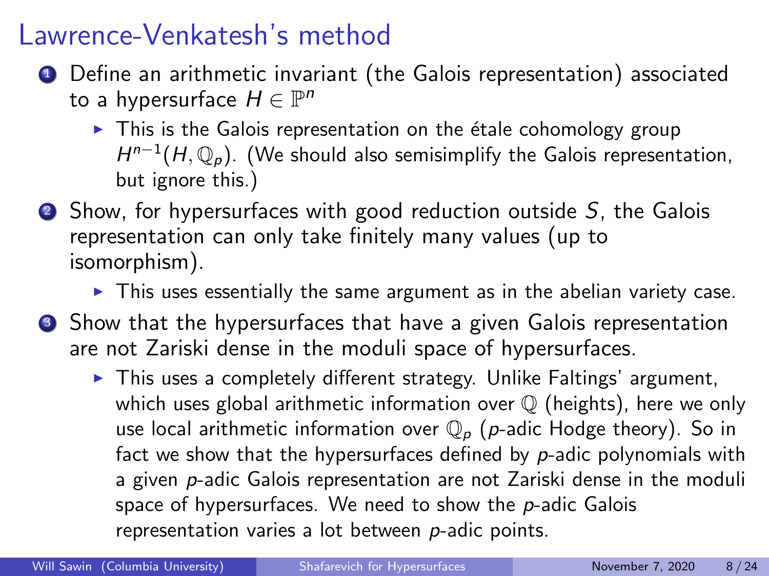# Lawrence-Venkatesh's method

1. Define an arithmetic invariant (the Galois representation) associated to a hypersurface $H \in \mathbb{P}^n$
   - This is the Galois representation on the étale cohomology group $H^{n-1}(H, \mathbb{Q}_p)$. (We should also semisimplify the Galois representation, but ignore this.)
2. Show, for hypersurfaces with good reduction outside $S$, the Galois representation can only take finitely many values (up to isomorphism).
   - This uses essentially the same argument as in the abelian variety case.
3. Show that the hypersurfaces that have a given Galois representation are not Zariski dense in the moduli space of hypersurfaces.
   - This uses a completely different strategy. Unlike Faltings' argument, which uses global arithmetic information over $\mathbb{Q}$ (heights), here we only use local arithmetic information over $\mathbb{Q}_p$ ($p$-adic Hodge theory). So in fact we show that the hypersurfaces defined by $p$-adic polynomials with a given $p$-adic Galois representation are not Zariski dense in the moduli space of hypersurfaces. We need to show the $p$-adic Galois representation varies a lot between $p$-adic points.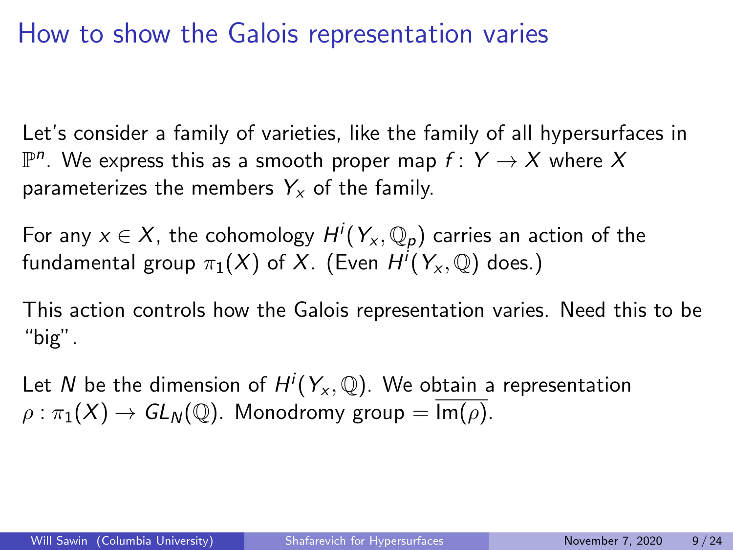# How to show the Galois representation varies

Let's consider a family of varieties, like the family of all hypersurfaces in $\mathbb{P}^n$. We express this as a smooth proper map $f: Y \to X$ where $X$ parameterizes the members $Y_x$ of the family.

For any $x \in X$, the cohomology $H^i(Y_x, \mathbb{Q}_p)$ carries an action of the fundamental group $\pi_1(X)$ of $X$. (Even $H^i(Y_x, \mathbb{Q})$ does.)

This action controls how the Galois representation varies. Need this to be "big".

Let $N$ be the dimension of $H^i(Y_x, \mathbb{Q})$. We obtain a representation $\rho : \pi_1(X) \to GL_N(\mathbb{Q})$. Monodromy group $= \overline{\text{Im}(\rho)}$.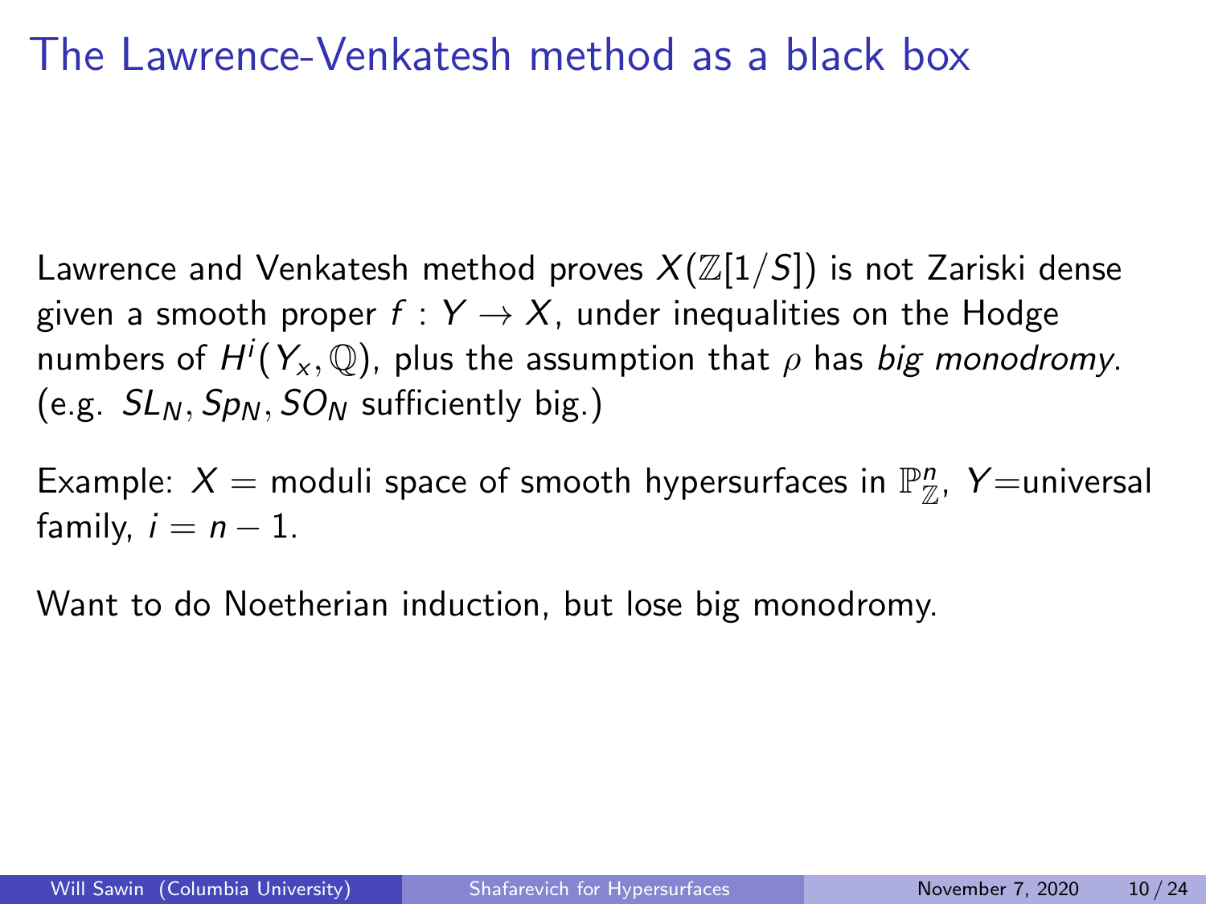# The Lawrence-Venkatesh method as a black box

Lawrence and Venkatesh method proves $X(\mathbb{Z}[1/S])$ is not Zariski dense given a smooth proper $f : Y \to X$, under inequalities on the Hodge numbers of $H^i(Y_x, \mathbb{Q})$, plus the assumption that $\rho$ has *big monodromy*. (e.g. $SL_N, Sp_N, SO_N$ sufficiently big.)

Example: $X =$ moduli space of smooth hypersurfaces in $\mathbb{P}^n_{\mathbb{Z}}$, $Y$=universal family, $i = n - 1$.

Want to do Noetherian induction, but lose big monodromy.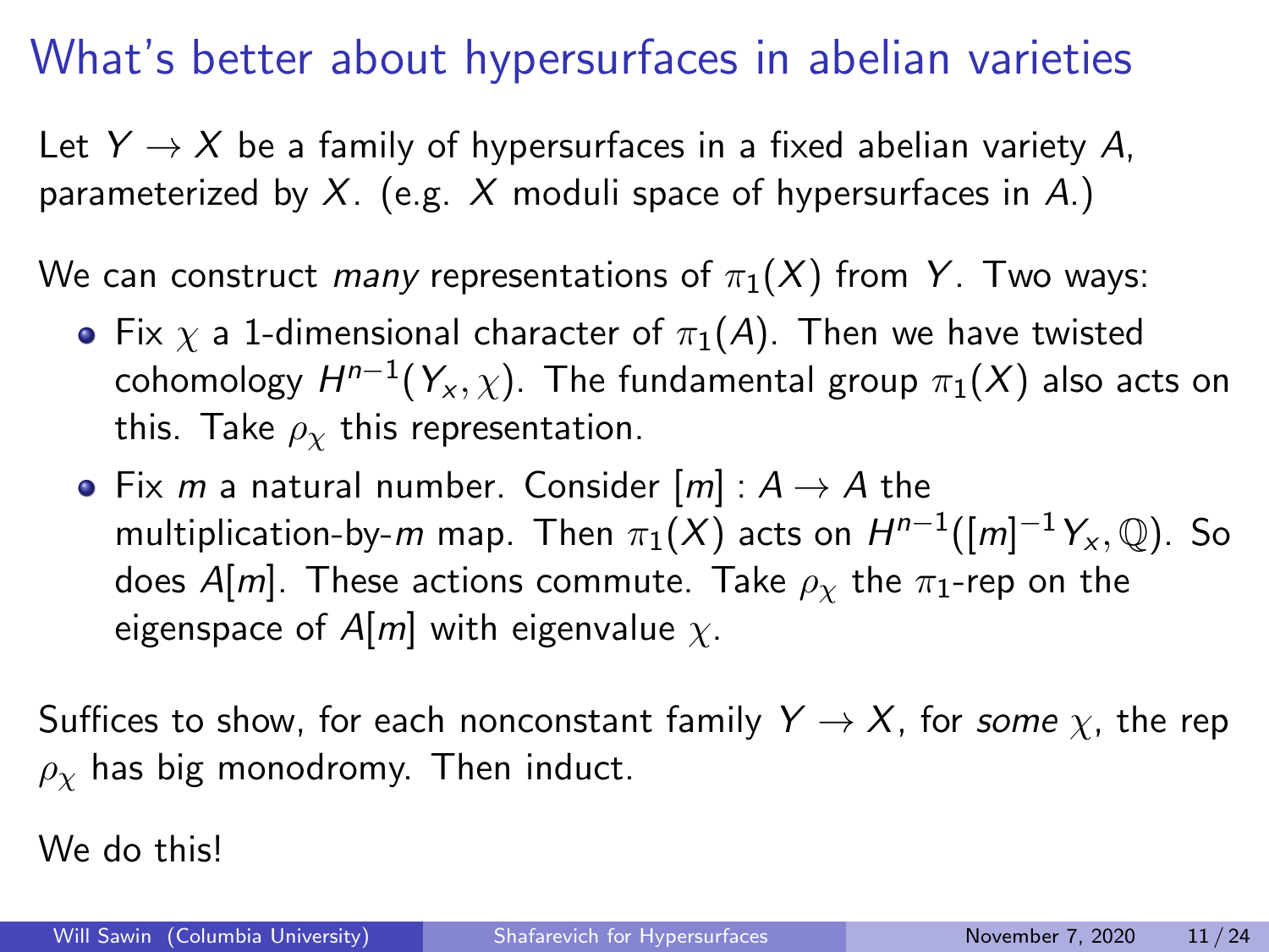# What's better about hypersurfaces in abelian varieties

Let $Y \to X$ be a family of hypersurfaces in a fixed abelian variety $A$, parameterized by $X$. (e.g. $X$ moduli space of hypersurfaces in $A$.)

We can construct *many* representations of $\pi_1(X)$ from $Y$. Two ways:

- Fix $\chi$ a 1-dimensional character of $\pi_1(A)$. Then we have twisted cohomology $H^{n-1}(Y_x, \chi)$. The fundamental group $\pi_1(X)$ also acts on this. Take $\rho_\chi$ this representation.
- Fix $m$ a natural number. Consider $[m] : A \to A$ the multiplication-by-$m$ map. Then $\pi_1(X)$ acts on $H^{n-1}([m]^{-1} Y_x, \mathbb{Q})$. So does $A[m]$. These actions commute. Take $\rho_\chi$ the $\pi_1$-rep on the eigenspace of $A[m]$ with eigenvalue $\chi$.

Suffices to show, for each nonconstant family $Y \to X$, for *some* $\chi$, the rep $\rho_\chi$ has big monodromy. Then induct.

We do this!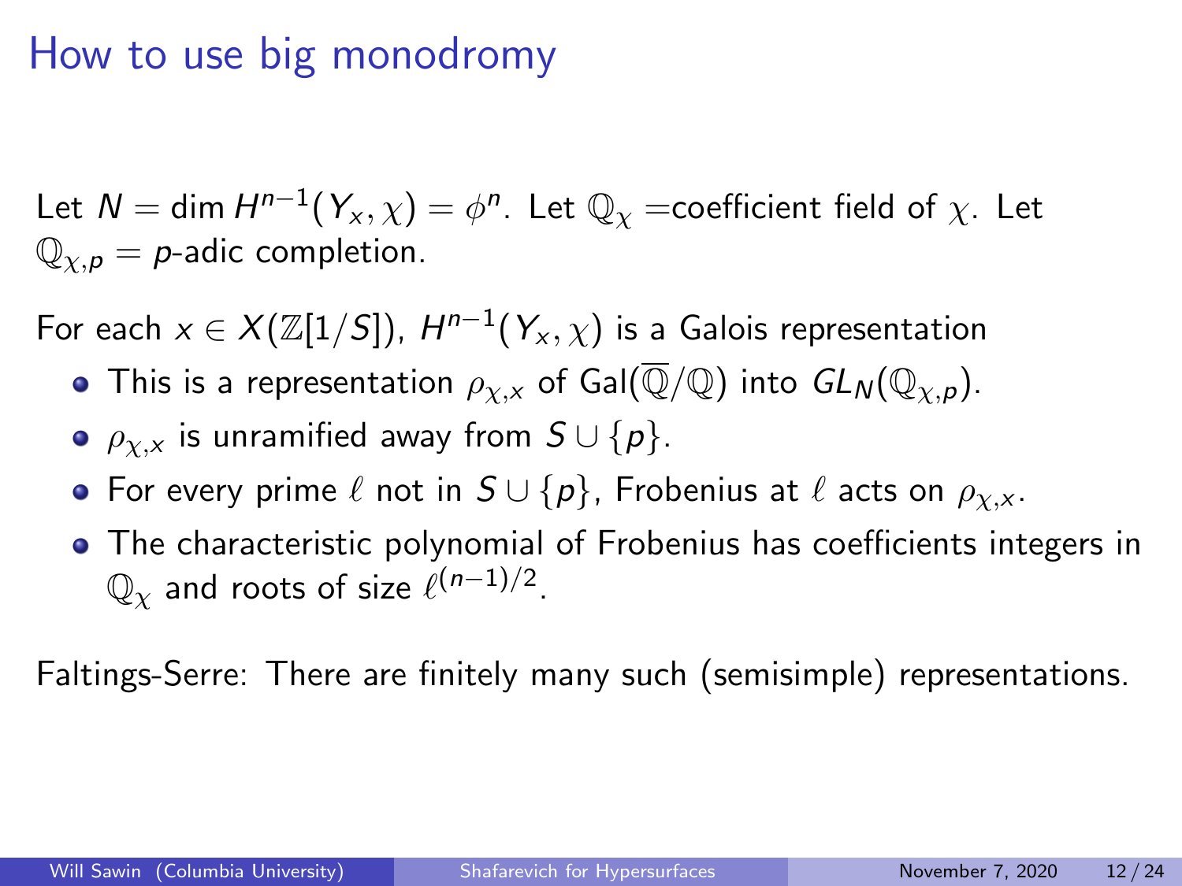# How to use big monodromy

Let $N = \dim H^{n-1}(Y_x, \chi) = \phi^n$. Let $\mathbb{Q}_\chi$ =coefficient field of $\chi$. Let $\mathbb{Q}_{\chi,p}$ = $p$-adic completion.

For each $x \in X(\mathbb{Z}[1/S])$, $H^{n-1}(Y_x, \chi)$ is a Galois representation

- This is a representation $\rho_{\chi,x}$ of $\mathrm{Gal}(\overline{\mathbb{Q}}/\mathbb{Q})$ into $GL_N(\mathbb{Q}_{\chi,p})$.
- $\rho_{\chi,x}$ is unramified away from $S \cup \{p\}$.
- For every prime $\ell$ not in $S \cup \{p\}$, Frobenius at $\ell$ acts on $\rho_{\chi,x}$.
- The characteristic polynomial of Frobenius has coefficients integers in $\mathbb{Q}_\chi$ and roots of size $\ell^{(n-1)/2}$.

Faltings-Serre: There are finitely many such (semisimple) representations.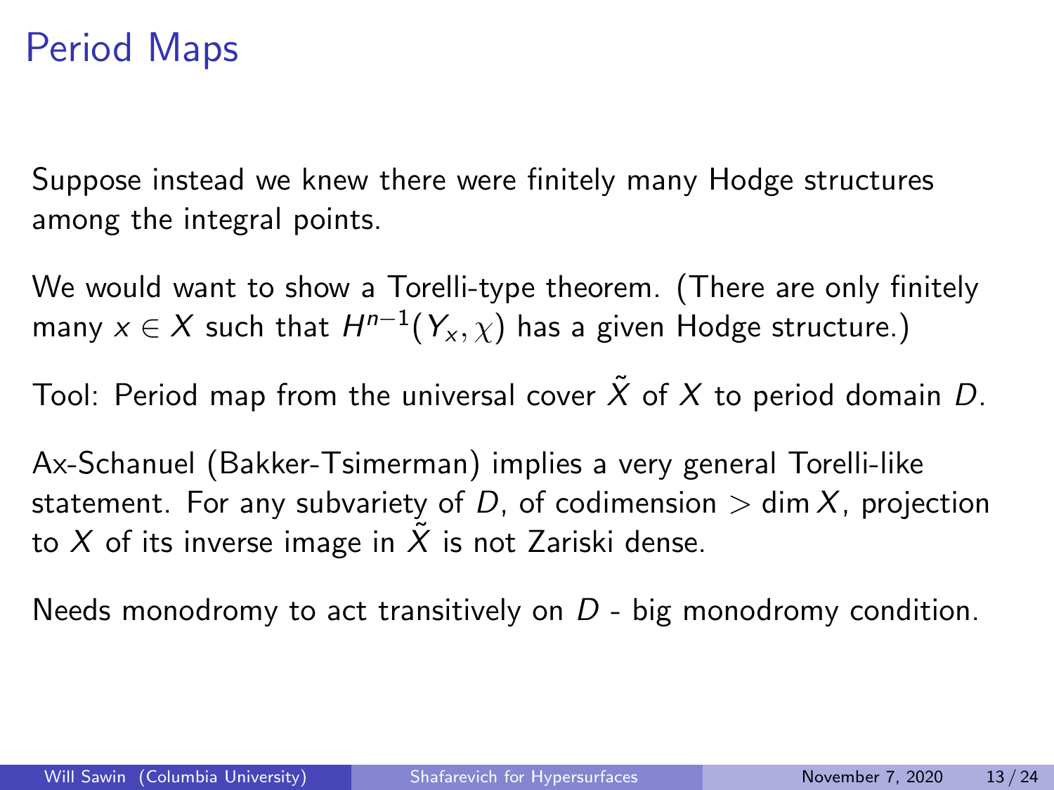# Period Maps

Suppose instead we knew there were finitely many Hodge structures among the integral points.

We would want to show a Torelli-type theorem. (There are only finitely many $x \in X$ such that $H^{n-1}(Y_x, \chi)$ has a given Hodge structure.)

Tool: Period map from the universal cover $\tilde{X}$ of $X$ to period domain $D$.

Ax-Schanuel (Bakker-Tsimerman) implies a very general Torelli-like statement. For any subvariety of $D$, of codimension $> \dim X$, projection to $X$ of its inverse image in $\tilde{X}$ is not Zariski dense.

Needs monodromy to act transitively on $D$ - big monodromy condition.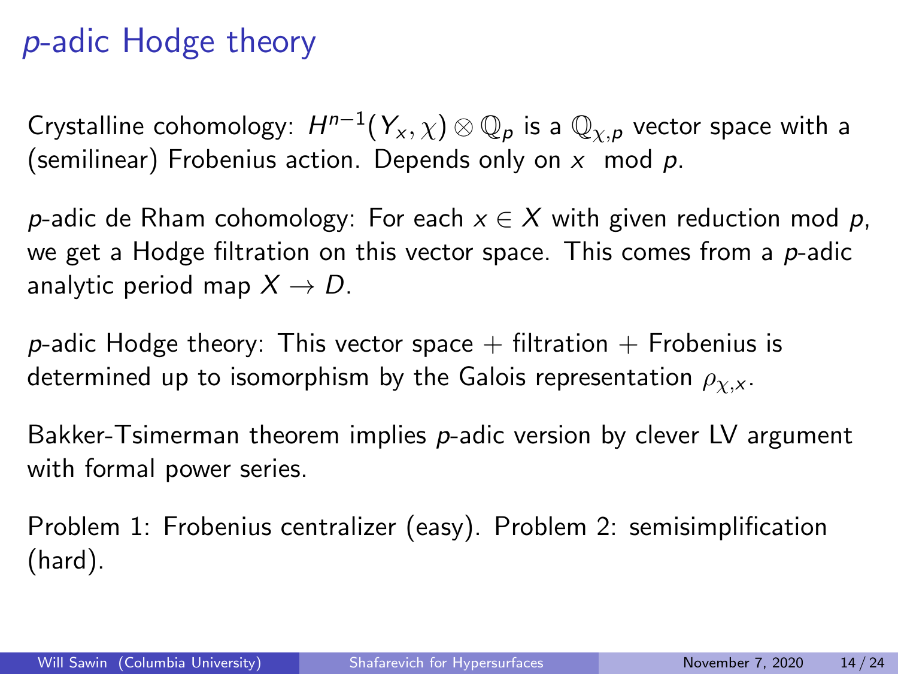# $p$-adic Hodge theory

Crystalline cohomology: $H^{n-1}(Y_x, \chi) \otimes \mathbb{Q}_p$ is a $\mathbb{Q}_{\chi,p}$ vector space with a (semilinear) Frobenius action. Depends only on $x \mod p$.

$p$-adic de Rham cohomology: For each $x \in X$ with given reduction mod $p$, we get a Hodge filtration on this vector space. This comes from a $p$-adic analytic period map $X \to D$.

$p$-adic Hodge theory: This vector space + filtration + Frobenius is determined up to isomorphism by the Galois representation $\rho_{\chi,x}$.

Bakker-Tsimerman theorem implies $p$-adic version by clever LV argument with formal power series.

Problem 1: Frobenius centralizer (easy). Problem 2: semisimplification (hard).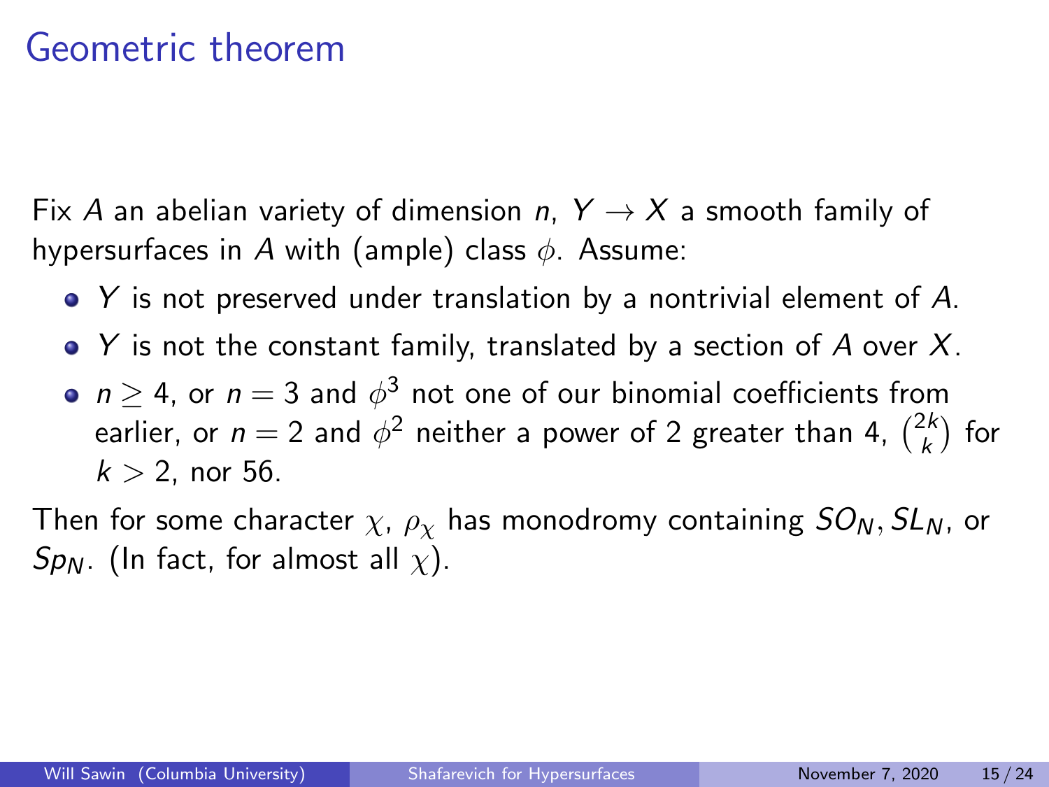# Geometric theorem

Fix $A$ an abelian variety of dimension $n$, $Y \to X$ a smooth family of hypersurfaces in $A$ with (ample) class $\phi$. Assume:

- $Y$ is not preserved under translation by a nontrivial element of $A$.
- $Y$ is not the constant family, translated by a section of $A$ over $X$.
- $n \geq 4$, or $n = 3$ and $\phi^3$ not one of our binomial coefficients from earlier, or $n = 2$ and $\phi^2$ neither a power of 2 greater than 4, $\binom{2k}{k}$ for $k > 2$, nor 56.

Then for some character $\chi$, $\rho_\chi$ has monodromy containing $SO_N, SL_N$, or $Sp_N$. (In fact, for almost all $\chi$).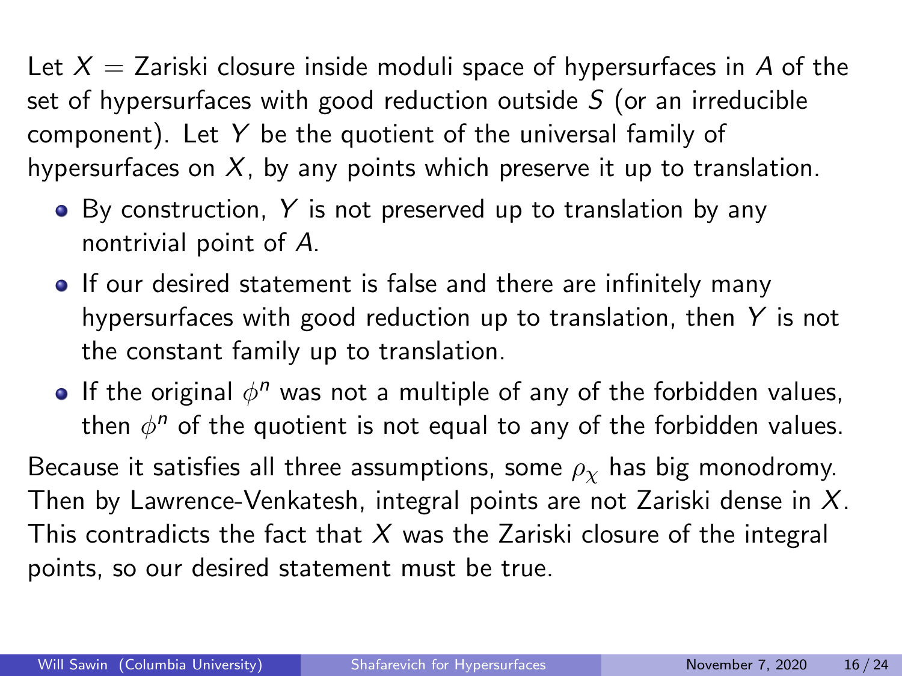Let $X$ = Zariski closure inside moduli space of hypersurfaces in $A$ of the set of hypersurfaces with good reduction outside $S$ (or an irreducible component). Let $Y$ be the quotient of the universal family of hypersurfaces on $X$, by any points which preserve it up to translation.

- By construction, $Y$ is not preserved up to translation by any nontrivial point of $A$.
- If our desired statement is false and there are infinitely many hypersurfaces with good reduction up to translation, then $Y$ is not the constant family up to translation.
- If the original $\phi^n$ was not a multiple of any of the forbidden values, then $\phi^n$ of the quotient is not equal to any of the forbidden values.

Because it satisfies all three assumptions, some $\rho_\chi$ has big monodromy. Then by Lawrence-Venkatesh, integral points are not Zariski dense in $X$. This contradicts the fact that $X$ was the Zariski closure of the integral points, so our desired statement must be true.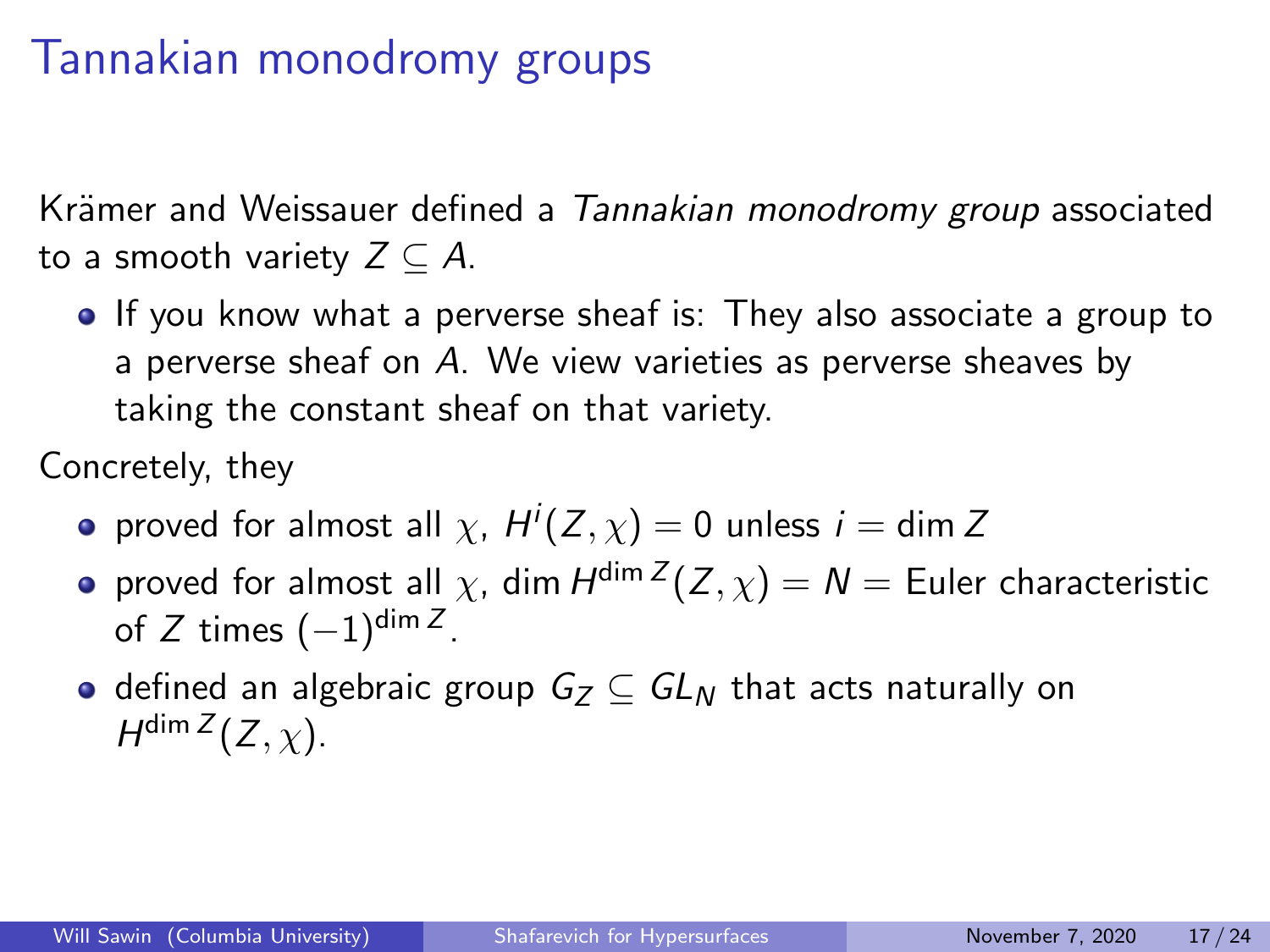# Tannakian monodromy groups

Krämer and Weissauer defined a *Tannakian monodromy group* associated to a smooth variety $Z \subseteq A$.

- If you know what a perverse sheaf is: They also associate a group to a perverse sheaf on $A$. We view varieties as perverse sheaves by taking the constant sheaf on that variety.

Concretely, they

- proved for almost all $\chi$, $H^i(Z, \chi) = 0$ unless $i = \dim Z$
- proved for almost all $\chi$, $\dim H^{\dim Z}(Z, \chi) = N =$ Euler characteristic of $Z$ times $(-1)^{\dim Z}$.
- defined an algebraic group $G_Z \subseteq GL_N$ that acts naturally on $H^{\dim Z}(Z, \chi)$.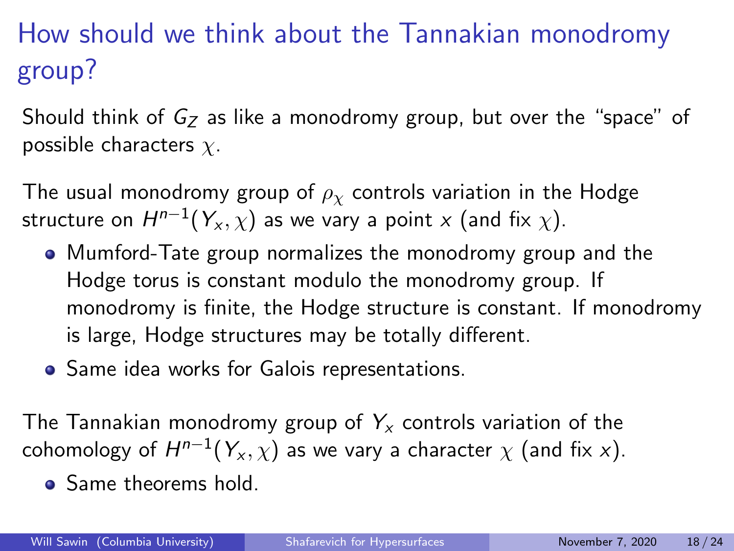# How should we think about the Tannakian monodromy group?

Should think of $G_Z$ as like a monodromy group, but over the "space" of possible characters $\chi$.

The usual monodromy group of $\rho_\chi$ controls variation in the Hodge structure on $H^{n-1}(Y_x, \chi)$ as we vary a point $x$ (and fix $\chi$).

- Mumford-Tate group normalizes the monodromy group and the Hodge torus is constant modulo the monodromy group. If monodromy is finite, the Hodge structure is constant. If monodromy is large, Hodge structures may be totally different.
- Same idea works for Galois representations.

The Tannakian monodromy group of $Y_x$ controls variation of the cohomology of $H^{n-1}(Y_x, \chi)$ as we vary a character $\chi$ (and fix $x$).

- Same theorems hold.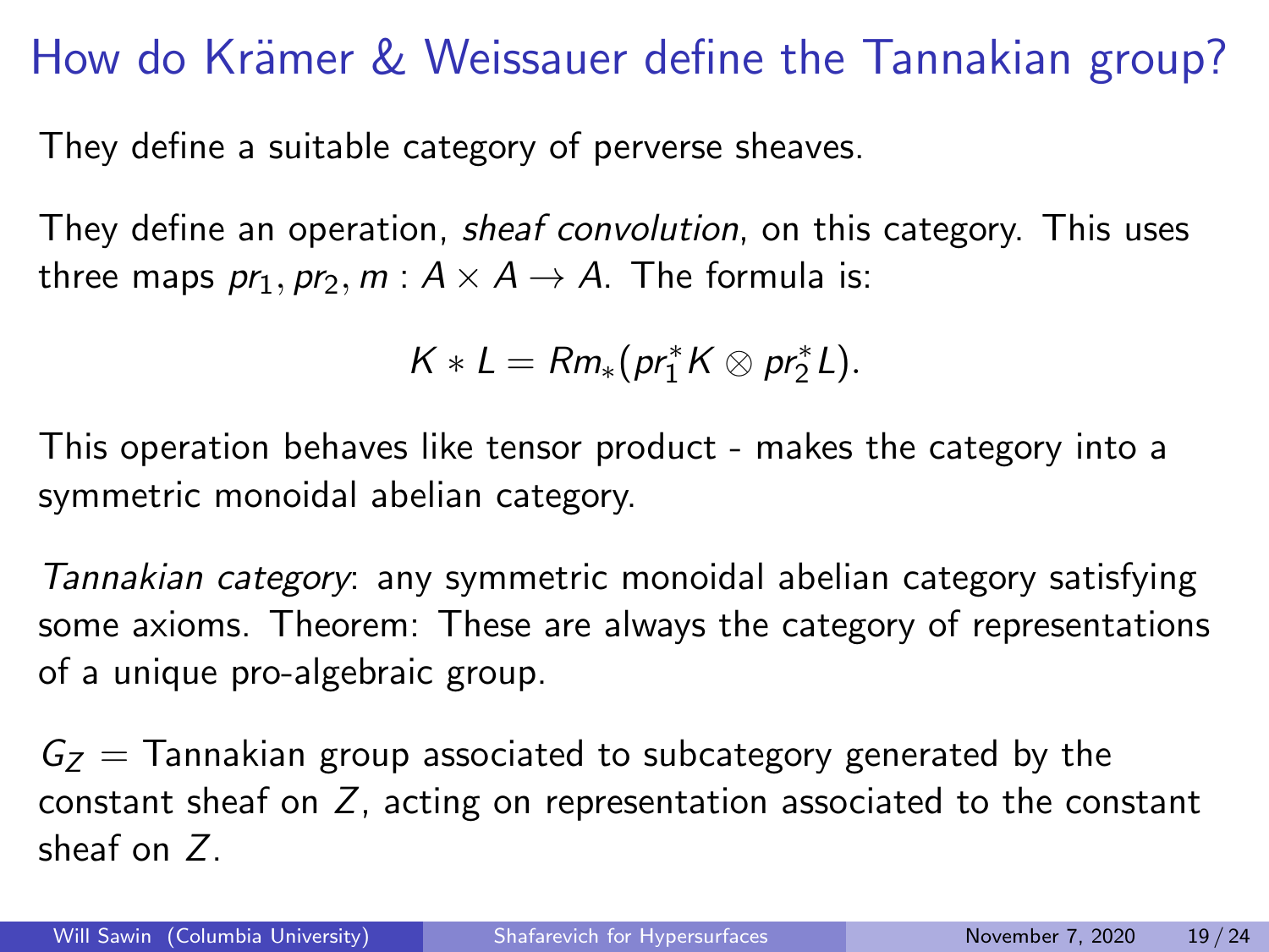# How do Krämer & Weissauer define the Tannakian group?

They define a suitable category of perverse sheaves.

They define an operation, *sheaf convolution*, on this category. This uses three maps $pr_1, pr_2, m : A \times A \to A$. The formula is:

$$K * L = Rm_*(pr_1^* K \otimes pr_2^* L).$$

This operation behaves like tensor product - makes the category into a symmetric monoidal abelian category.

*Tannakian category*: any symmetric monoidal abelian category satisfying some axioms. Theorem: These are always the category of representations of a unique pro-algebraic group.

$G_Z$ = Tannakian group associated to subcategory generated by the constant sheaf on $Z$, acting on representation associated to the constant sheaf on $Z$.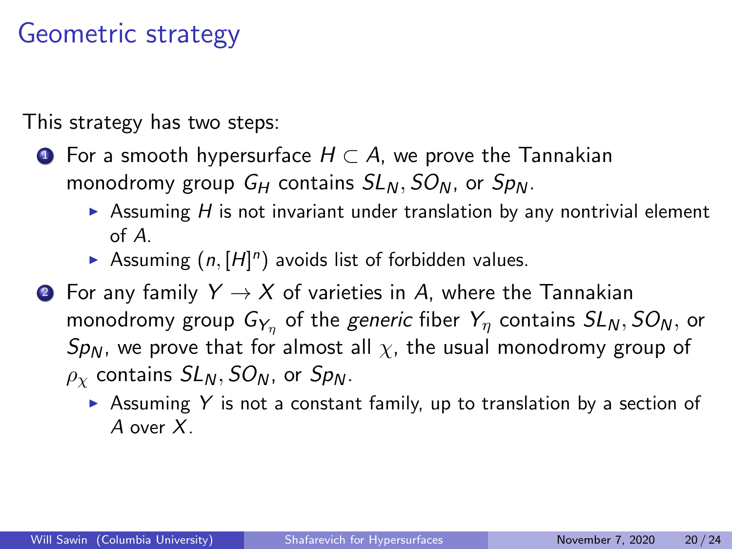# Geometric strategy

This strategy has two steps:

1. For a smooth hypersurface $H \subset A$, we prove the Tannakian monodromy group $G_H$ contains $SL_N, SO_N$, or $Sp_N$.
   - Assuming $H$ is not invariant under translation by any nontrivial element of $A$.
   - Assuming $(n, [H]^n)$ avoids list of forbidden values.
2. For any family $Y \to X$ of varieties in $A$, where the Tannakian monodromy group $G_{Y_\eta}$ of the *generic* fiber $Y_\eta$ contains $SL_N, SO_N$, or $Sp_N$, we prove that for almost all $\chi$, the usual monodromy group of $\rho_\chi$ contains $SL_N, SO_N$, or $Sp_N$.
   - Assuming $Y$ is not a constant family, up to translation by a section of $A$ over $X$.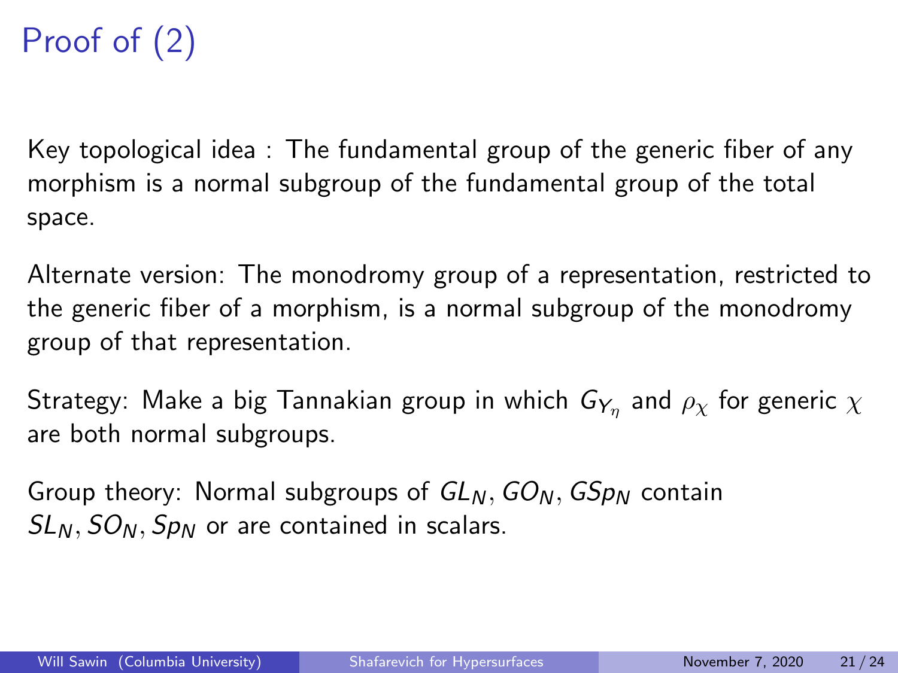# Proof of (2)

Key topological idea : The fundamental group of the generic fiber of any morphism is a normal subgroup of the fundamental group of the total space.

Alternate version: The monodromy group of a representation, restricted to the generic fiber of a morphism, is a normal subgroup of the monodromy group of that representation.

Strategy: Make a big Tannakian group in which $G_{Y_\eta}$ and $\rho_\chi$ for generic $\chi$ are both normal subgroups.

Group theory: Normal subgroups of $GL_N, GO_N, GSp_N$ contain $SL_N, SO_N, Sp_N$ or are contained in scalars.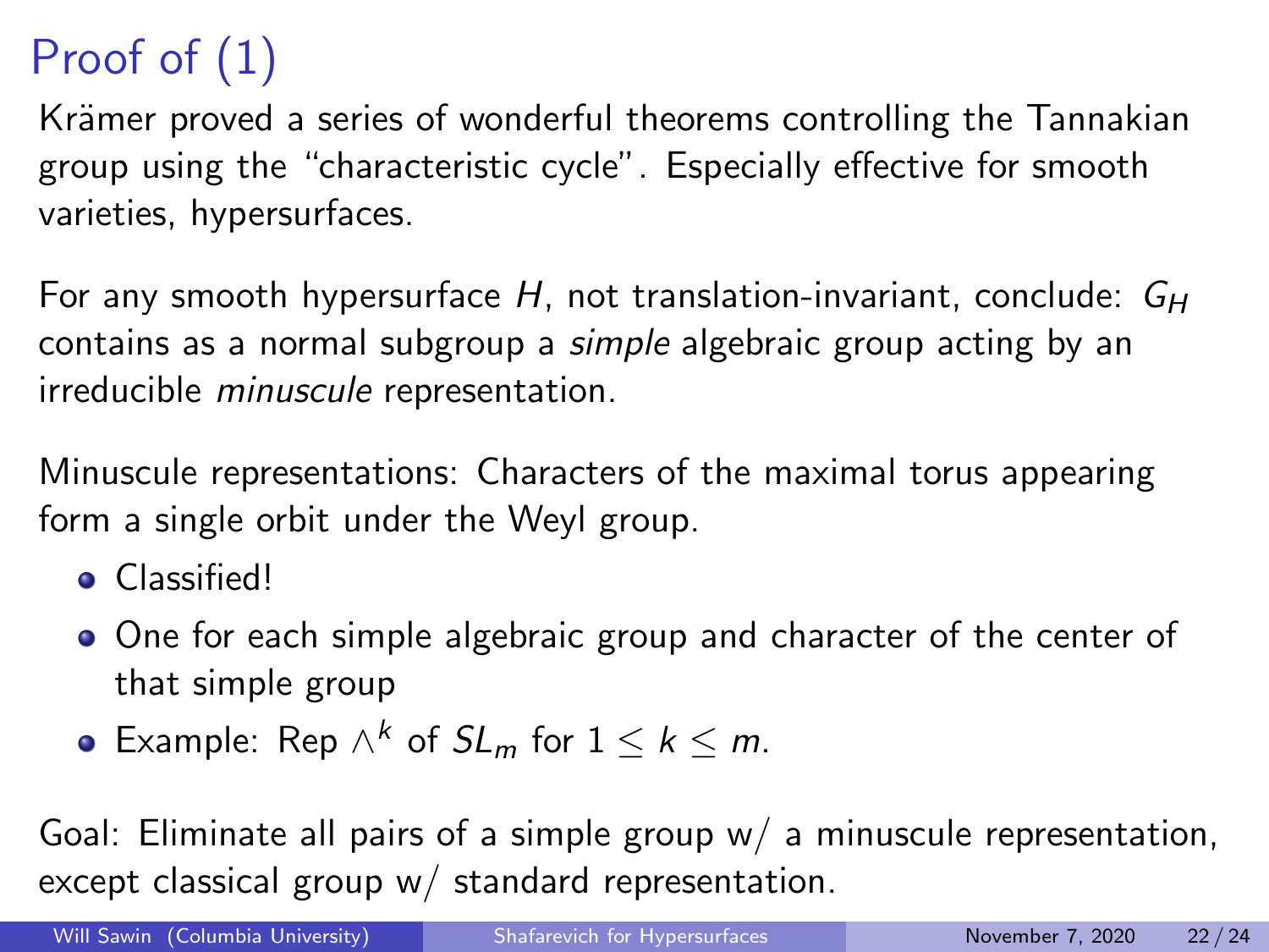# Proof of (1)

Krämer proved a series of wonderful theorems controlling the Tannakian group using the "characteristic cycle". Especially effective for smooth varieties, hypersurfaces.

For any smooth hypersurface $H$, not translation-invariant, conclude: $G_H$ contains as a normal subgroup a *simple* algebraic group acting by an irreducible *minuscule* representation.

Minuscule representations: Characters of the maximal torus appearing form a single orbit under the Weyl group.

- Classified!
- One for each simple algebraic group and character of the center of that simple group
- Example: Rep $\wedge^k$ of $SL_m$ for $1 \leq k \leq m$.

Goal: Eliminate all pairs of a simple group w/ a minuscule representation, except classical group w/ standard representation.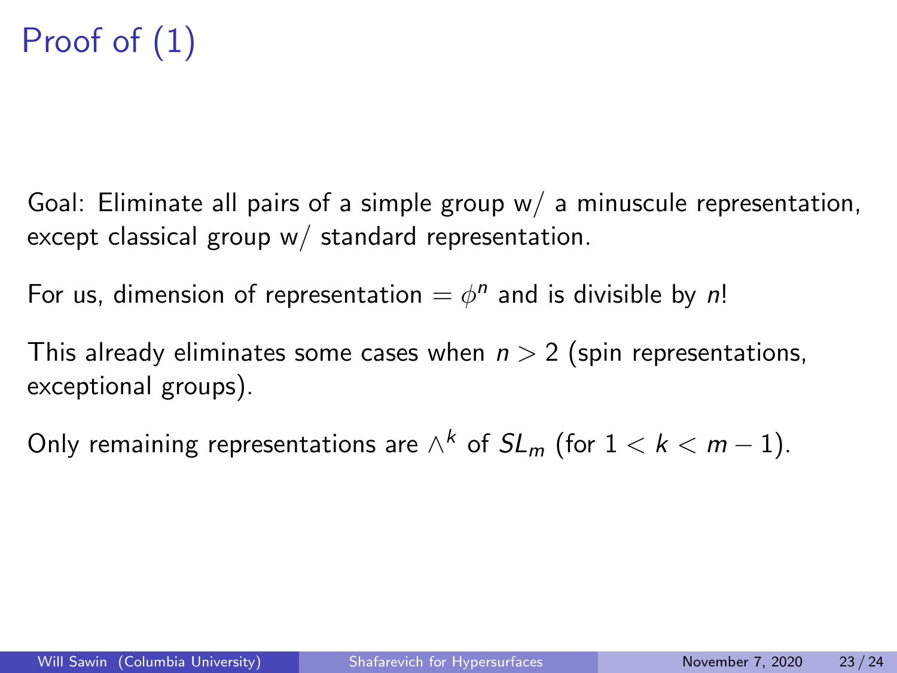# Proof of (1)

Goal: Eliminate all pairs of a simple group w/ a minuscule representation, except classical group w/ standard representation.

For us, dimension of representation $= \phi^n$ and is divisible by $n$!

This already eliminates some cases when $n > 2$ (spin representations, exceptional groups).

Only remaining representations are $\wedge^k$ of $SL_m$ (for $1 < k < m - 1$).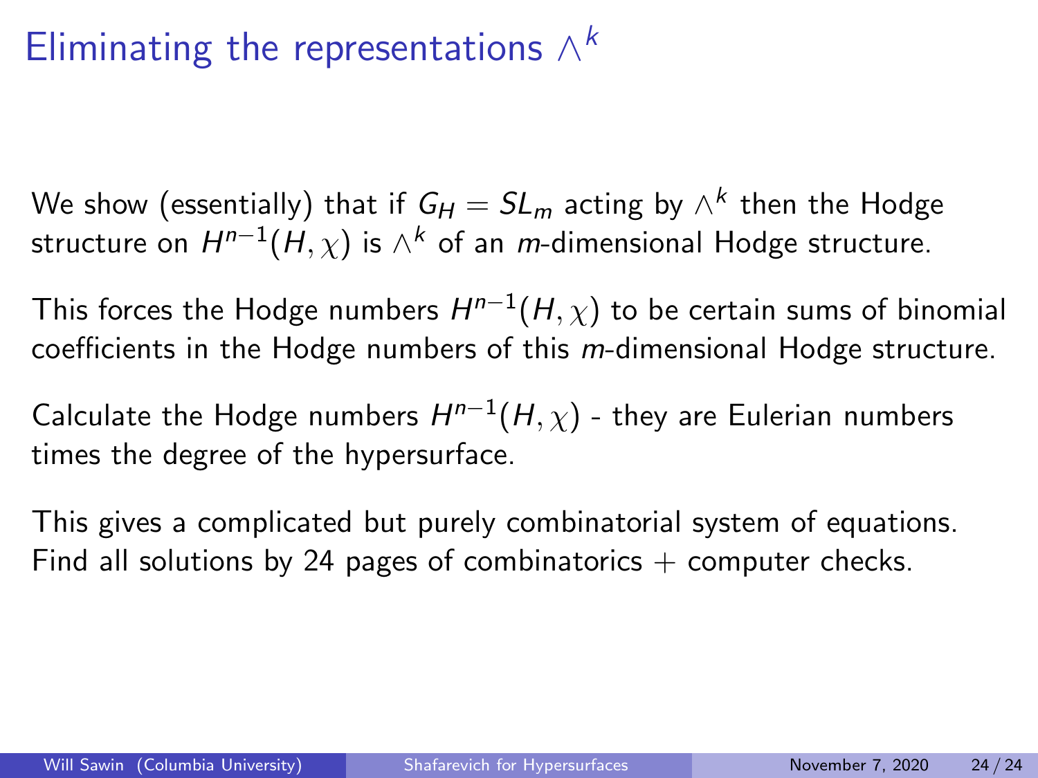# Eliminating the representations $\wedge^k$

We show (essentially) that if $G_H = SL_m$ acting by $\wedge^k$ then the Hodge structure on $H^{n-1}(H, \chi)$ is $\wedge^k$ of an $m$-dimensional Hodge structure.

This forces the Hodge numbers $H^{n-1}(H, \chi)$ to be certain sums of binomial coefficients in the Hodge numbers of this $m$-dimensional Hodge structure.

Calculate the Hodge numbers $H^{n-1}(H, \chi)$ - they are Eulerian numbers times the degree of the hypersurface.

This gives a complicated but purely combinatorial system of equations. Find all solutions by 24 pages of combinatorics + computer checks.